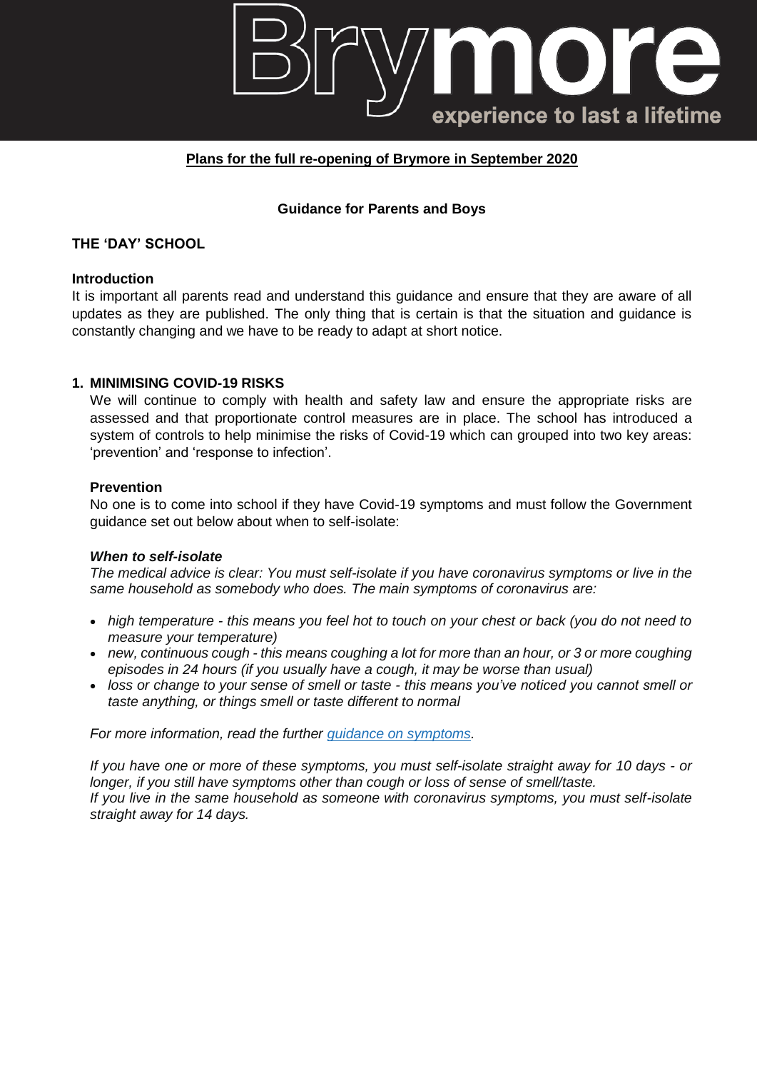# Brymore

experience to last a lifetime

## Plans for the full re-opening of Brymore in September 2020

**Guidance for Parents and Boys**

## THE 'DAY' SCHOOL

### Introduction

It is important all parents read and understand this guidance and ensure that they are aware of all updates as they are published. The only thing that is certain is that the situation and guidance is constantly changing and we have to be ready to adapt at short notice.

### 1. MINIMISING COVID-19 RISKS

We will continue to comply with health and safety law and ensure the appropriate risks are assessed and that proportionate control measures are in place. The school has introduced a system of controls to help minimise the risks of Covid-19 which can grouped into two key areas: 'prevention' and 'response to infection'.

#### Prevention

No one is to come into school if they have Covid-19 symptoms and must follow the Government guidance set out below about when to self-isolate:

***When to self-isolate***

*The medical advice is clear: You must self-isolate if you have coronavirus symptoms or live in the same household as somebody who does. The main symptoms of coronavirus are:*

- *high temperature - this means you feel hot to touch on your chest or back (you do not need to measure your temperature)*
- *new, continuous cough - this means coughing a lot for more than an hour, or 3 or more coughing episodes in 24 hours (if you usually have a cough, it may be worse than usual)*
- *loss or change to your sense of smell or taste - this means you've noticed you cannot smell or taste anything, or things smell or taste different to normal*

*For more information, read the further [guidance on symptoms](guidance on symptoms).*

*If you have one or more of these symptoms, you must self-isolate straight away for 10 days - or longer, if you still have symptoms other than cough or loss of sense of smell/taste.*
*If you live in the same household as someone with coronavirus symptoms, you must self-isolate straight away for 14 days.*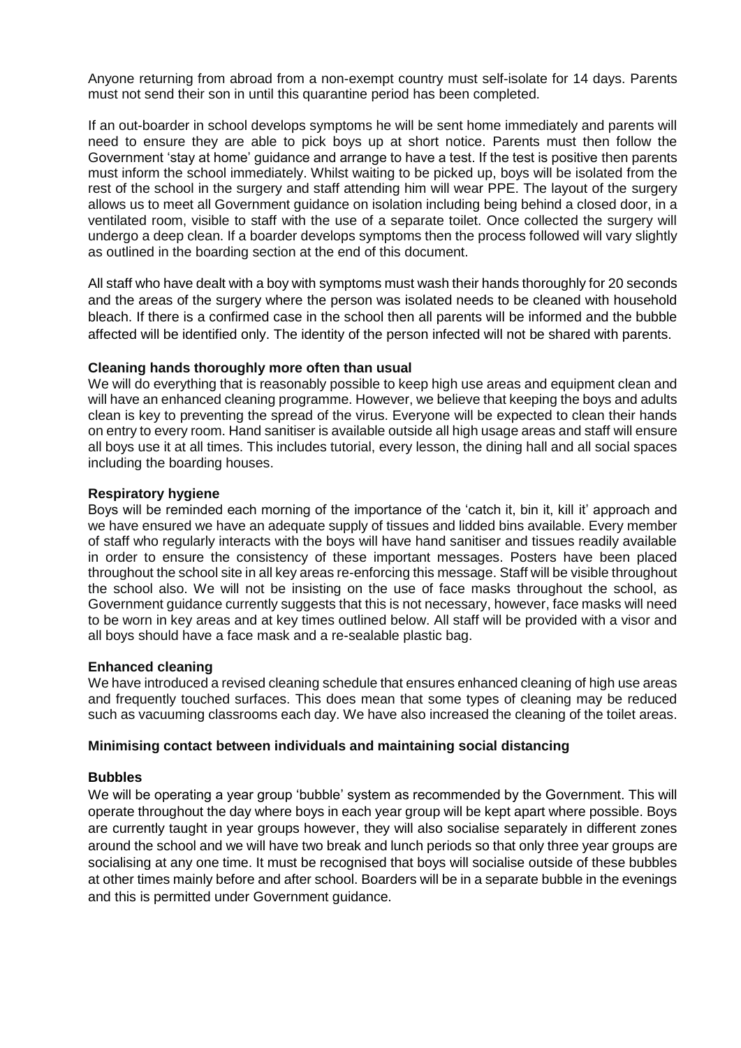Anyone returning from abroad from a non-exempt country must self-isolate for 14 days. Parents must not send their son in until this quarantine period has been completed.

If an out-boarder in school develops symptoms he will be sent home immediately and parents will need to ensure they are able to pick boys up at short notice. Parents must then follow the Government 'stay at home' guidance and arrange to have a test. If the test is positive then parents must inform the school immediately. Whilst waiting to be picked up, boys will be isolated from the rest of the school in the surgery and staff attending him will wear PPE. The layout of the surgery allows us to meet all Government guidance on isolation including being behind a closed door, in a ventilated room, visible to staff with the use of a separate toilet. Once collected the surgery will undergo a deep clean. If a boarder develops symptoms then the process followed will vary slightly as outlined in the boarding section at the end of this document.

All staff who have dealt with a boy with symptoms must wash their hands thoroughly for 20 seconds and the areas of the surgery where the person was isolated needs to be cleaned with household bleach. If there is a confirmed case in the school then all parents will be informed and the bubble affected will be identified only. The identity of the person infected will not be shared with parents.

**Cleaning hands thoroughly more often than usual**

We will do everything that is reasonably possible to keep high use areas and equipment clean and will have an enhanced cleaning programme. However, we believe that keeping the boys and adults clean is key to preventing the spread of the virus. Everyone will be expected to clean their hands on entry to every room. Hand sanitiser is available outside all high usage areas and staff will ensure all boys use it at all times. This includes tutorial, every lesson, the dining hall and all social spaces including the boarding houses.

**Respiratory hygiene**

Boys will be reminded each morning of the importance of the 'catch it, bin it, kill it' approach and we have ensured we have an adequate supply of tissues and lidded bins available. Every member of staff who regularly interacts with the boys will have hand sanitiser and tissues readily available in order to ensure the consistency of these important messages. Posters have been placed throughout the school site in all key areas re-enforcing this message. Staff will be visible throughout the school also. We will not be insisting on the use of face masks throughout the school, as Government guidance currently suggests that this is not necessary, however, face masks will need to be worn in key areas and at key times outlined below. All staff will be provided with a visor and all boys should have a face mask and a re-sealable plastic bag.

**Enhanced cleaning**

We have introduced a revised cleaning schedule that ensures enhanced cleaning of high use areas and frequently touched surfaces. This does mean that some types of cleaning may be reduced such as vacuuming classrooms each day. We have also increased the cleaning of the toilet areas.

**Minimising contact between individuals and maintaining social distancing**

**Bubbles**

We will be operating a year group 'bubble' system as recommended by the Government. This will operate throughout the day where boys in each year group will be kept apart where possible. Boys are currently taught in year groups however, they will also socialise separately in different zones around the school and we will have two break and lunch periods so that only three year groups are socialising at any one time. It must be recognised that boys will socialise outside of these bubbles at other times mainly before and after school. Boarders will be in a separate bubble in the evenings and this is permitted under Government guidance.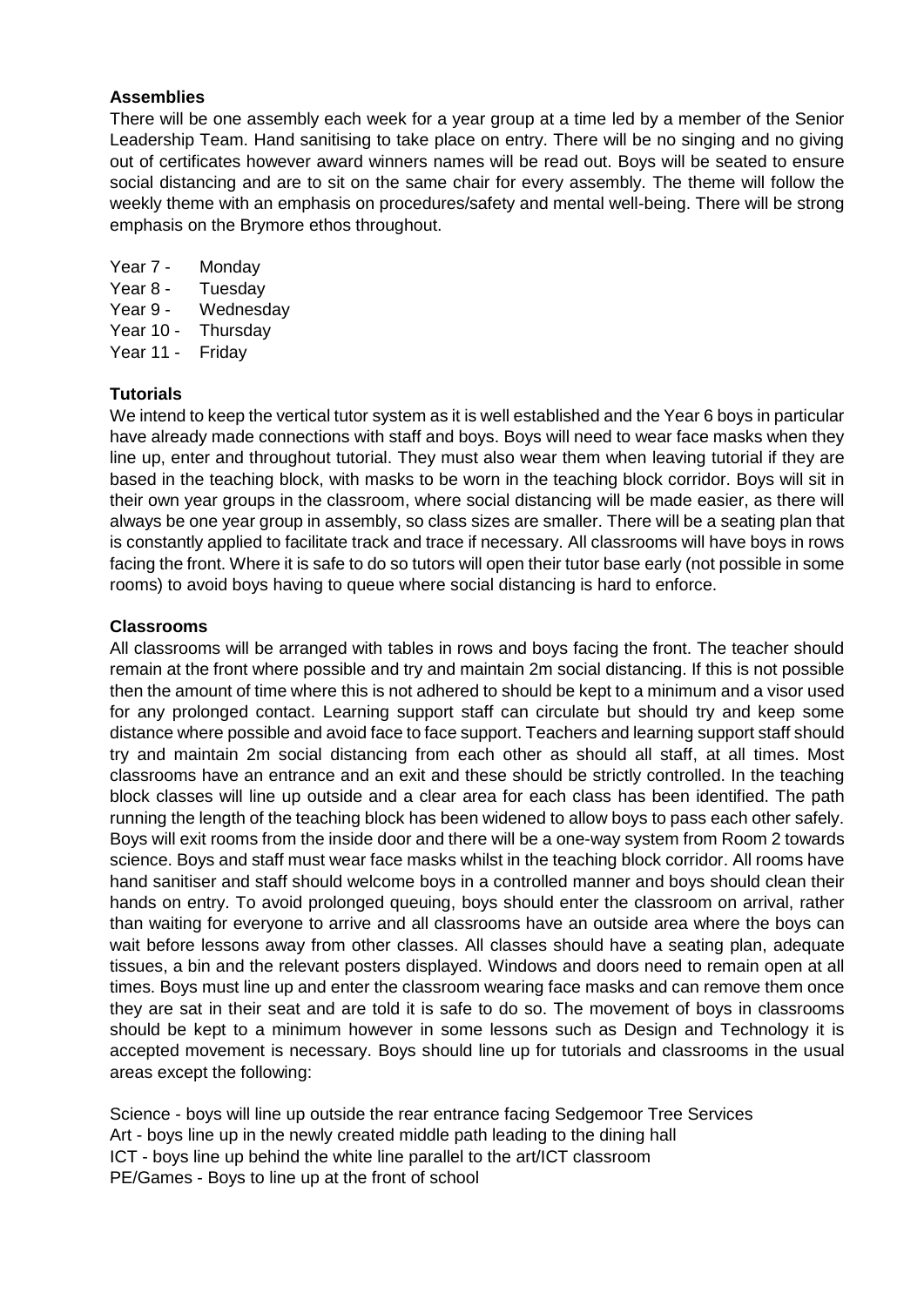**Assemblies**

There will be one assembly each week for a year group at a time led by a member of the Senior Leadership Team. Hand sanitising to take place on entry. There will be no singing and no giving out of certificates however award winners names will be read out. Boys will be seated to ensure social distancing and are to sit on the same chair for every assembly. The theme will follow the weekly theme with an emphasis on procedures/safety and mental well-being. There will be strong emphasis on the Brymore ethos throughout.

Year 7 - Monday
Year 8 - Tuesday
Year 9 - Wednesday
Year 10 - Thursday
Year 11 - Friday

**Tutorials**

We intend to keep the vertical tutor system as it is well established and the Year 6 boys in particular have already made connections with staff and boys. Boys will need to wear face masks when they line up, enter and throughout tutorial. They must also wear them when leaving tutorial if they are based in the teaching block, with masks to be worn in the teaching block corridor. Boys will sit in their own year groups in the classroom, where social distancing will be made easier, as there will always be one year group in assembly, so class sizes are smaller. There will be a seating plan that is constantly applied to facilitate track and trace if necessary. All classrooms will have boys in rows facing the front. Where it is safe to do so tutors will open their tutor base early (not possible in some rooms) to avoid boys having to queue where social distancing is hard to enforce.

**Classrooms**

All classrooms will be arranged with tables in rows and boys facing the front. The teacher should remain at the front where possible and try and maintain 2m social distancing. If this is not possible then the amount of time where this is not adhered to should be kept to a minimum and a visor used for any prolonged contact. Learning support staff can circulate but should try and keep some distance where possible and avoid face to face support. Teachers and learning support staff should try and maintain 2m social distancing from each other as should all staff, at all times. Most classrooms have an entrance and an exit and these should be strictly controlled. In the teaching block classes will line up outside and a clear area for each class has been identified. The path running the length of the teaching block has been widened to allow boys to pass each other safely. Boys will exit rooms from the inside door and there will be a one-way system from Room 2 towards science. Boys and staff must wear face masks whilst in the teaching block corridor. All rooms have hand sanitiser and staff should welcome boys in a controlled manner and boys should clean their hands on entry. To avoid prolonged queuing, boys should enter the classroom on arrival, rather than waiting for everyone to arrive and all classrooms have an outside area where the boys can wait before lessons away from other classes. All classes should have a seating plan, adequate tissues, a bin and the relevant posters displayed. Windows and doors need to remain open at all times. Boys must line up and enter the classroom wearing face masks and can remove them once they are sat in their seat and are told it is safe to do so. The movement of boys in classrooms should be kept to a minimum however in some lessons such as Design and Technology it is accepted movement is necessary. Boys should line up for tutorials and classrooms in the usual areas except the following:

Science - boys will line up outside the rear entrance facing Sedgemoor Tree Services
Art - boys line up in the newly created middle path leading to the dining hall
ICT - boys line up behind the white line parallel to the art/ICT classroom
PE/Games - Boys to line up at the front of school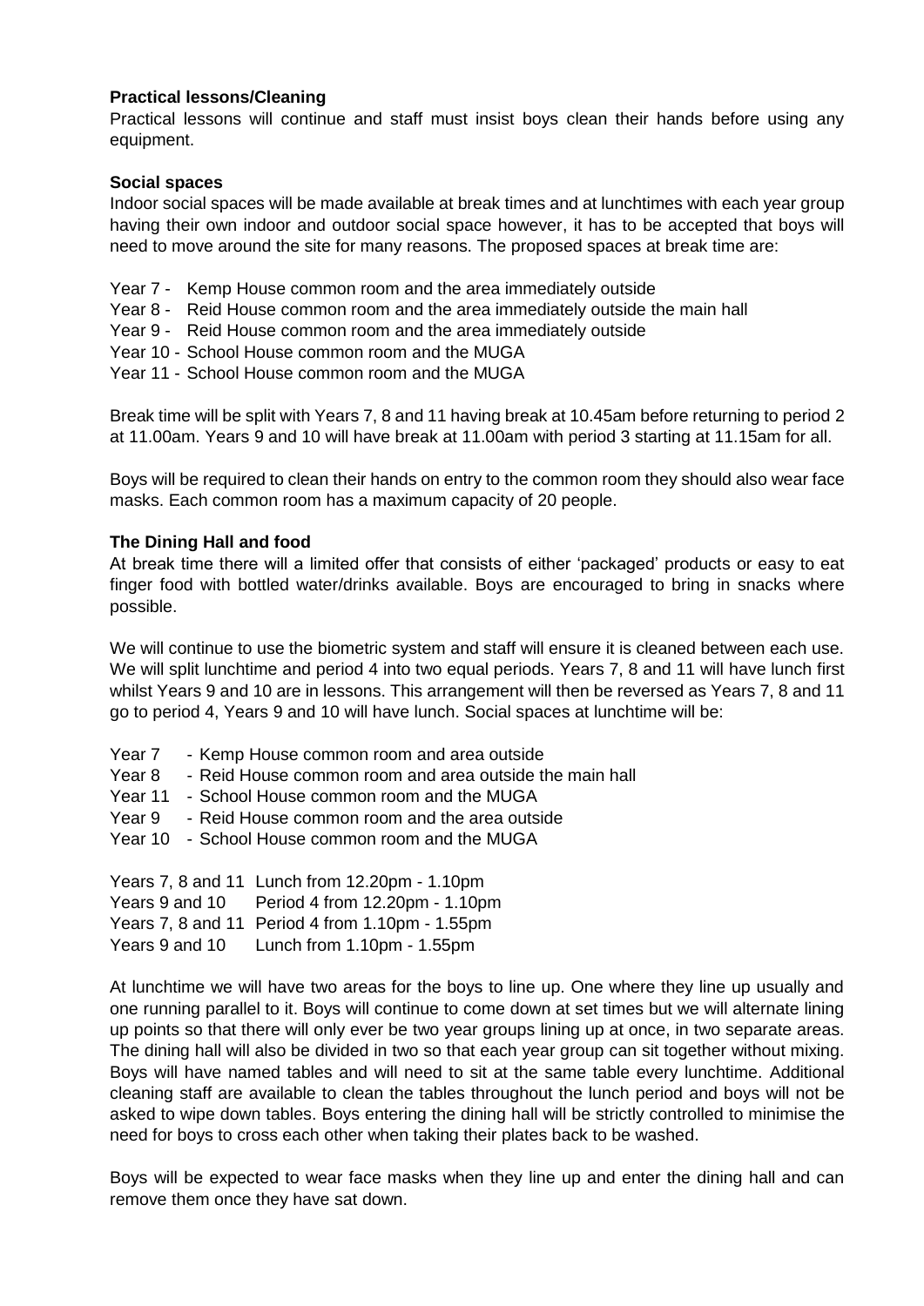**Practical lessons/Cleaning**

Practical lessons will continue and staff must insist boys clean their hands before using any equipment.

**Social spaces**

Indoor social spaces will be made available at break times and at lunchtimes with each year group having their own indoor and outdoor social space however, it has to be accepted that boys will need to move around the site for many reasons. The proposed spaces at break time are:

- Year 7 - Kemp House common room and the area immediately outside
- Year 8 - Reid House common room and the area immediately outside the main hall
- Year 9 - Reid House common room and the area immediately outside
- Year 10 - School House common room and the MUGA
- Year 11 - School House common room and the MUGA

Break time will be split with Years 7, 8 and 11 having break at 10.45am before returning to period 2 at 11.00am. Years 9 and 10 will have break at 11.00am with period 3 starting at 11.15am for all.

Boys will be required to clean their hands on entry to the common room they should also wear face masks. Each common room has a maximum capacity of 20 people.

**The Dining Hall and food**

At break time there will a limited offer that consists of either 'packaged' products or easy to eat finger food with bottled water/drinks available. Boys are encouraged to bring in snacks where possible.

We will continue to use the biometric system and staff will ensure it is cleaned between each use. We will split lunchtime and period 4 into two equal periods. Years 7, 8 and 11 will have lunch first whilst Years 9 and 10 are in lessons. This arrangement will then be reversed as Years 7, 8 and 11 go to period 4, Years 9 and 10 will have lunch. Social spaces at lunchtime will be:

- Year 7 - Kemp House common room and area outside
- Year 8 - Reid House common room and area outside the main hall
- Year 11 - School House common room and the MUGA
- Year 9 - Reid House common room and the area outside
- Year 10 - School House common room and the MUGA

Years 7, 8 and 11 Lunch from 12.20pm - 1.10pm
Years 9 and 10 Period 4 from 12.20pm - 1.10pm
Years 7, 8 and 11 Period 4 from 1.10pm - 1.55pm
Years 9 and 10 Lunch from 1.10pm - 1.55pm

At lunchtime we will have two areas for the boys to line up. One where they line up usually and one running parallel to it. Boys will continue to come down at set times but we will alternate lining up points so that there will only ever be two year groups lining up at once, in two separate areas. The dining hall will also be divided in two so that each year group can sit together without mixing. Boys will have named tables and will need to sit at the same table every lunchtime. Additional cleaning staff are available to clean the tables throughout the lunch period and boys will not be asked to wipe down tables. Boys entering the dining hall will be strictly controlled to minimise the need for boys to cross each other when taking their plates back to be washed.

Boys will be expected to wear face masks when they line up and enter the dining hall and can remove them once they have sat down.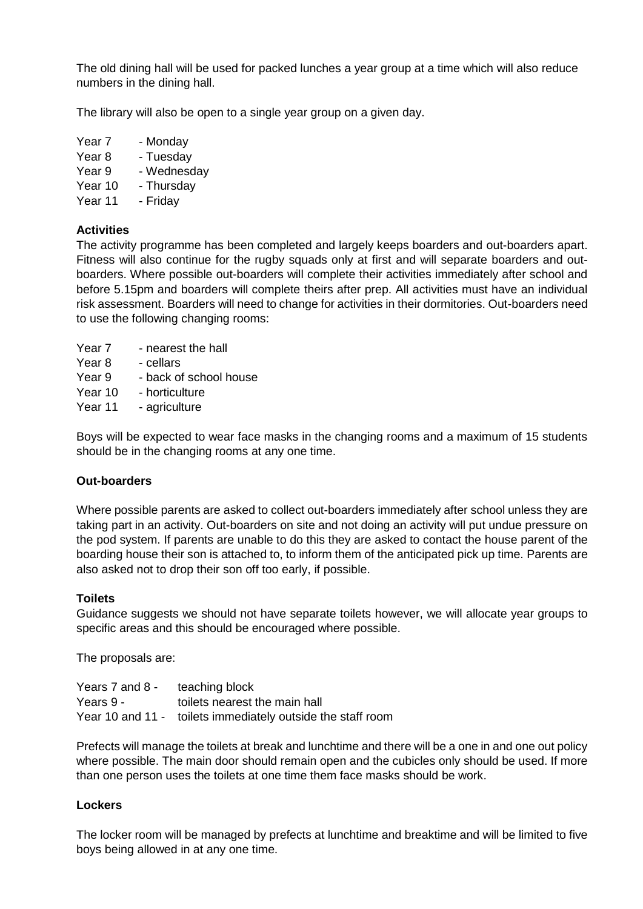The old dining hall will be used for packed lunches a year group at a time which will also reduce numbers in the dining hall.

The library will also be open to a single year group on a given day.

Year 7 - Monday
Year 8 - Tuesday
Year 9 - Wednesday
Year 10 - Thursday
Year 11 - Friday

**Activities**

The activity programme has been completed and largely keeps boarders and out-boarders apart. Fitness will also continue for the rugby squads only at first and will separate boarders and out-boarders. Where possible out-boarders will complete their activities immediately after school and before 5.15pm and boarders will complete theirs after prep. All activities must have an individual risk assessment. Boarders will need to change for activities in their dormitories. Out-boarders need to use the following changing rooms:

Year 7 - nearest the hall
Year 8 - cellars
Year 9 - back of school house
Year 10 - horticulture
Year 11 - agriculture

Boys will be expected to wear face masks in the changing rooms and a maximum of 15 students should be in the changing rooms at any one time.

**Out-boarders**

Where possible parents are asked to collect out-boarders immediately after school unless they are taking part in an activity. Out-boarders on site and not doing an activity will put undue pressure on the pod system. If parents are unable to do this they are asked to contact the house parent of the boarding house their son is attached to, to inform them of the anticipated pick up time. Parents are also asked not to drop their son off too early, if possible.

**Toilets**

Guidance suggests we should not have separate toilets however, we will allocate year groups to specific areas and this should be encouraged where possible.

The proposals are:

Years 7 and 8 - teaching block
Years 9 - toilets nearest the main hall
Year 10 and 11 - toilets immediately outside the staff room

Prefects will manage the toilets at break and lunchtime and there will be a one in and one out policy where possible. The main door should remain open and the cubicles only should be used. If more than one person uses the toilets at one time them face masks should be work.

**Lockers**

The locker room will be managed by prefects at lunchtime and breaktime and will be limited to five boys being allowed in at any one time.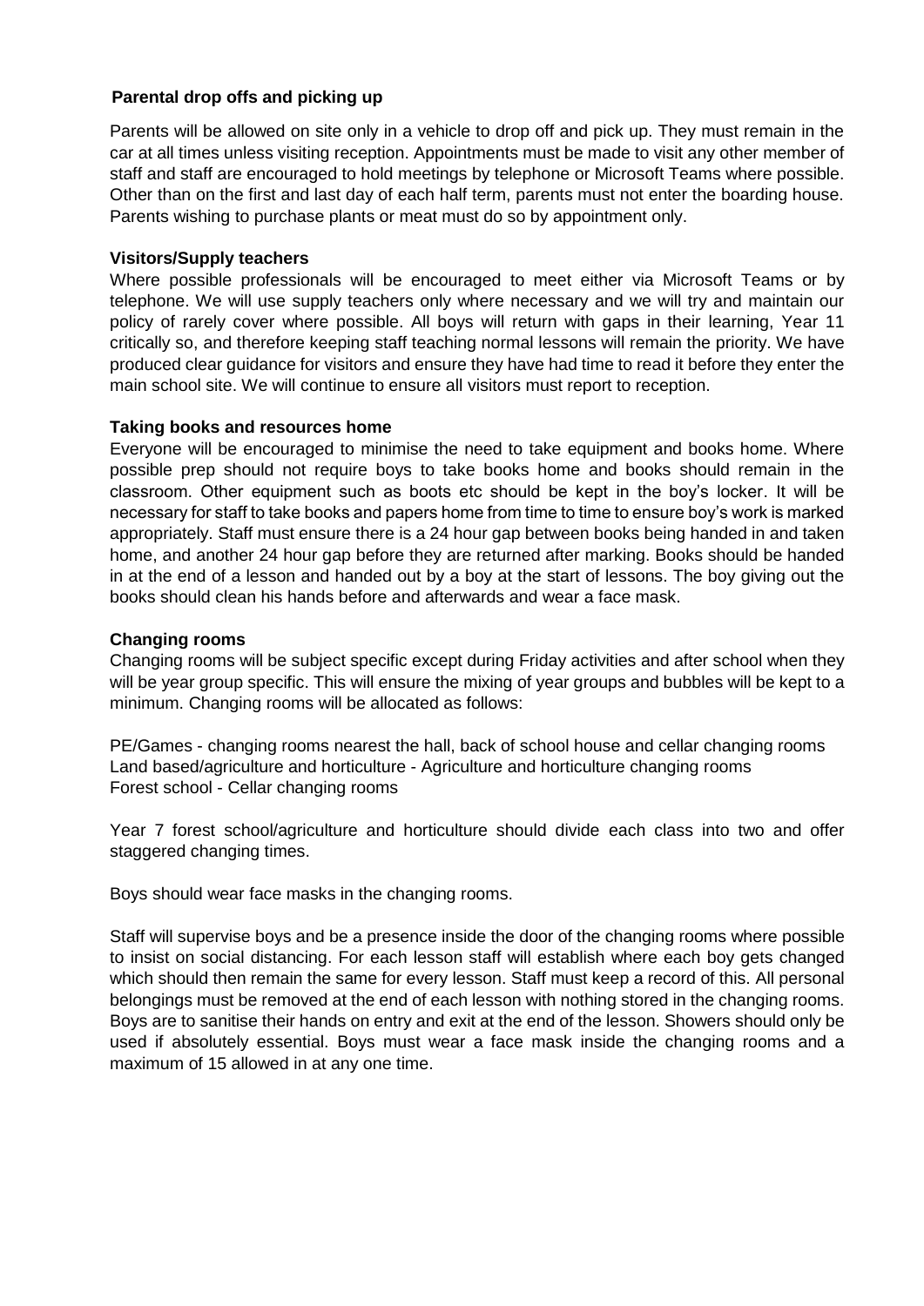**Parental drop offs and picking up**

Parents will be allowed on site only in a vehicle to drop off and pick up. They must remain in the car at all times unless visiting reception. Appointments must be made to visit any other member of staff and staff are encouraged to hold meetings by telephone or Microsoft Teams where possible. Other than on the first and last day of each half term, parents must not enter the boarding house. Parents wishing to purchase plants or meat must do so by appointment only.

**Visitors/Supply teachers**

Where possible professionals will be encouraged to meet either via Microsoft Teams or by telephone. We will use supply teachers only where necessary and we will try and maintain our policy of rarely cover where possible. All boys will return with gaps in their learning, Year 11 critically so, and therefore keeping staff teaching normal lessons will remain the priority. We have produced clear guidance for visitors and ensure they have had time to read it before they enter the main school site. We will continue to ensure all visitors must report to reception.

**Taking books and resources home**

Everyone will be encouraged to minimise the need to take equipment and books home. Where possible prep should not require boys to take books home and books should remain in the classroom. Other equipment such as boots etc should be kept in the boy's locker. It will be necessary for staff to take books and papers home from time to time to ensure boy's work is marked appropriately. Staff must ensure there is a 24 hour gap between books being handed in and taken home, and another 24 hour gap before they are returned after marking. Books should be handed in at the end of a lesson and handed out by a boy at the start of lessons. The boy giving out the books should clean his hands before and afterwards and wear a face mask.

**Changing rooms**

Changing rooms will be subject specific except during Friday activities and after school when they will be year group specific. This will ensure the mixing of year groups and bubbles will be kept to a minimum. Changing rooms will be allocated as follows:

PE/Games - changing rooms nearest the hall, back of school house and cellar changing rooms
Land based/agriculture and horticulture - Agriculture and horticulture changing rooms
Forest school - Cellar changing rooms

Year 7 forest school/agriculture and horticulture should divide each class into two and offer staggered changing times.

Boys should wear face masks in the changing rooms.

Staff will supervise boys and be a presence inside the door of the changing rooms where possible to insist on social distancing. For each lesson staff will establish where each boy gets changed which should then remain the same for every lesson. Staff must keep a record of this. All personal belongings must be removed at the end of each lesson with nothing stored in the changing rooms. Boys are to sanitise their hands on entry and exit at the end of the lesson. Showers should only be used if absolutely essential. Boys must wear a face mask inside the changing rooms and a maximum of 15 allowed in at any one time.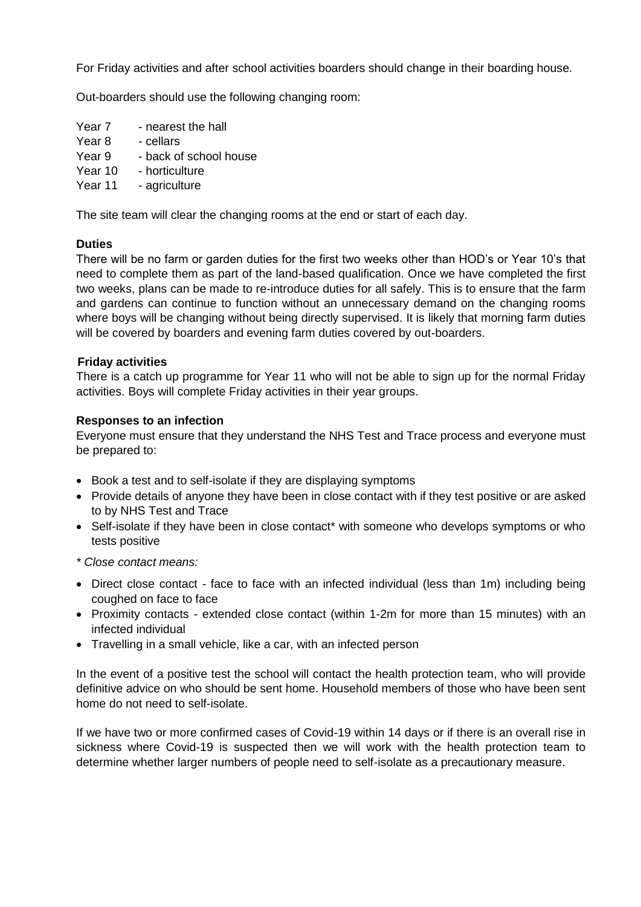For Friday activities and after school activities boarders should change in their boarding house.

Out-boarders should use the following changing room:

Year 7 - nearest the hall
Year 8 - cellars
Year 9 - back of school house
Year 10 - horticulture
Year 11 - agriculture

The site team will clear the changing rooms at the end or start of each day.

**Duties**

There will be no farm or garden duties for the first two weeks other than HOD's or Year 10's that need to complete them as part of the land-based qualification. Once we have completed the first two weeks, plans can be made to re-introduce duties for all safely. This is to ensure that the farm and gardens can continue to function without an unnecessary demand on the changing rooms where boys will be changing without being directly supervised. It is likely that morning farm duties will be covered by boarders and evening farm duties covered by out-boarders.

**Friday activities**

There is a catch up programme for Year 11 who will not be able to sign up for the normal Friday activities. Boys will complete Friday activities in their year groups.

**Responses to an infection**

Everyone must ensure that they understand the NHS Test and Trace process and everyone must be prepared to:

- Book a test and to self-isolate if they are displaying symptoms
- Provide details of anyone they have been in close contact with if they test positive or are asked to by NHS Test and Trace
- Self-isolate if they have been in close contact* with someone who develops symptoms or who tests positive

*\* Close contact means:*

- Direct close contact - face to face with an infected individual (less than 1m) including being coughed on face to face
- Proximity contacts - extended close contact (within 1-2m for more than 15 minutes) with an infected individual
- Travelling in a small vehicle, like a car, with an infected person

In the event of a positive test the school will contact the health protection team, who will provide definitive advice on who should be sent home. Household members of those who have been sent home do not need to self-isolate.

If we have two or more confirmed cases of Covid-19 within 14 days or if there is an overall rise in sickness where Covid-19 is suspected then we will work with the health protection team to determine whether larger numbers of people need to self-isolate as a precautionary measure.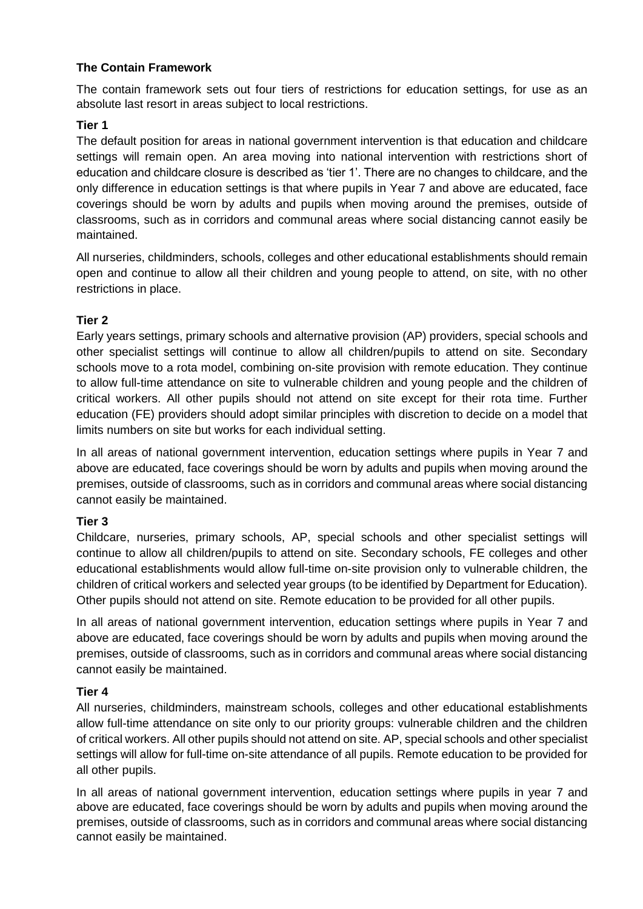## The Contain Framework

The contain framework sets out four tiers of restrictions for education settings, for use as an absolute last resort in areas subject to local restrictions.

### Tier 1

The default position for areas in national government intervention is that education and childcare settings will remain open. An area moving into national intervention with restrictions short of education and childcare closure is described as 'tier 1'. There are no changes to childcare, and the only difference in education settings is that where pupils in Year 7 and above are educated, face coverings should be worn by adults and pupils when moving around the premises, outside of classrooms, such as in corridors and communal areas where social distancing cannot easily be maintained.

All nurseries, childminders, schools, colleges and other educational establishments should remain open and continue to allow all their children and young people to attend, on site, with no other restrictions in place.

### Tier 2

Early years settings, primary schools and alternative provision (AP) providers, special schools and other specialist settings will continue to allow all children/pupils to attend on site. Secondary schools move to a rota model, combining on-site provision with remote education. They continue to allow full-time attendance on site to vulnerable children and young people and the children of critical workers. All other pupils should not attend on site except for their rota time. Further education (FE) providers should adopt similar principles with discretion to decide on a model that limits numbers on site but works for each individual setting.

In all areas of national government intervention, education settings where pupils in Year 7 and above are educated, face coverings should be worn by adults and pupils when moving around the premises, outside of classrooms, such as in corridors and communal areas where social distancing cannot easily be maintained.

### Tier 3

Childcare, nurseries, primary schools, AP, special schools and other specialist settings will continue to allow all children/pupils to attend on site. Secondary schools, FE colleges and other educational establishments would allow full-time on-site provision only to vulnerable children, the children of critical workers and selected year groups (to be identified by Department for Education). Other pupils should not attend on site. Remote education to be provided for all other pupils.

In all areas of national government intervention, education settings where pupils in Year 7 and above are educated, face coverings should be worn by adults and pupils when moving around the premises, outside of classrooms, such as in corridors and communal areas where social distancing cannot easily be maintained.

### Tier 4

All nurseries, childminders, mainstream schools, colleges and other educational establishments allow full-time attendance on site only to our priority groups: vulnerable children and the children of critical workers. All other pupils should not attend on site. AP, special schools and other specialist settings will allow for full-time on-site attendance of all pupils. Remote education to be provided for all other pupils.

In all areas of national government intervention, education settings where pupils in year 7 and above are educated, face coverings should be worn by adults and pupils when moving around the premises, outside of classrooms, such as in corridors and communal areas where social distancing cannot easily be maintained.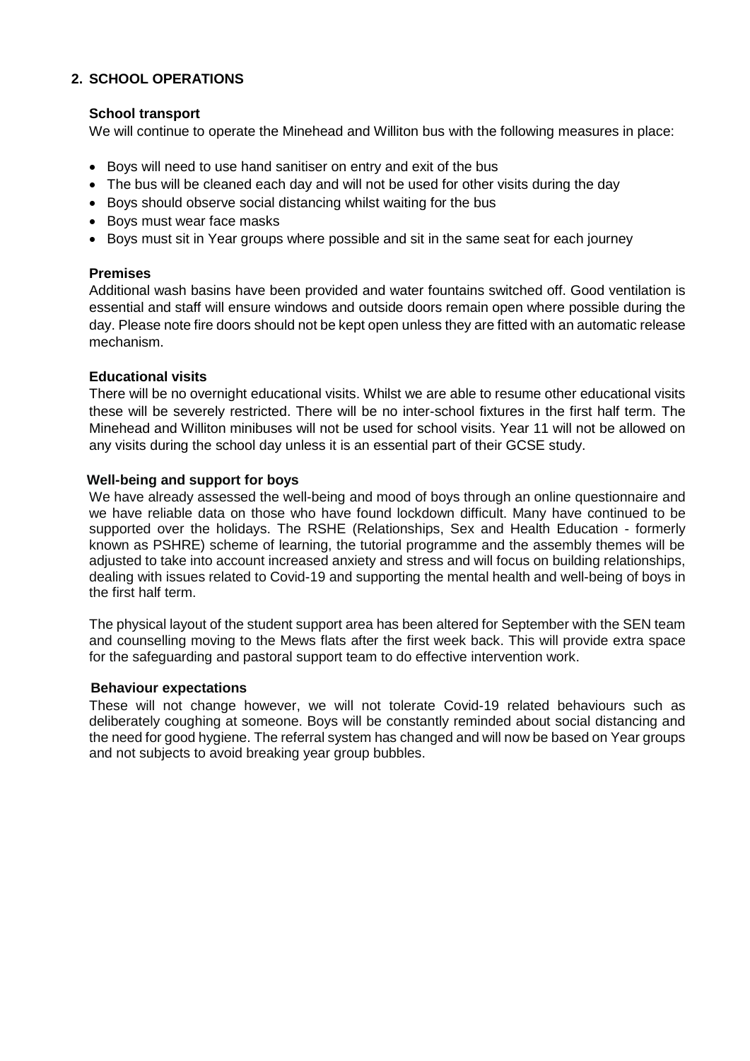## 2. SCHOOL OPERATIONS

### School transport

We will continue to operate the Minehead and Williton bus with the following measures in place:

- Boys will need to use hand sanitiser on entry and exit of the bus
- The bus will be cleaned each day and will not be used for other visits during the day
- Boys should observe social distancing whilst waiting for the bus
- Boys must wear face masks
- Boys must sit in Year groups where possible and sit in the same seat for each journey

### Premises

Additional wash basins have been provided and water fountains switched off. Good ventilation is essential and staff will ensure windows and outside doors remain open where possible during the day. Please note fire doors should not be kept open unless they are fitted with an automatic release mechanism.

### Educational visits

There will be no overnight educational visits. Whilst we are able to resume other educational visits these will be severely restricted. There will be no inter-school fixtures in the first half term. The Minehead and Williton minibuses will not be used for school visits. Year 11 will not be allowed on any visits during the school day unless it is an essential part of their GCSE study.

### Well-being and support for boys

We have already assessed the well-being and mood of boys through an online questionnaire and we have reliable data on those who have found lockdown difficult. Many have continued to be supported over the holidays. The RSHE (Relationships, Sex and Health Education - formerly known as PSHRE) scheme of learning, the tutorial programme and the assembly themes will be adjusted to take into account increased anxiety and stress and will focus on building relationships, dealing with issues related to Covid-19 and supporting the mental health and well-being of boys in the first half term.

The physical layout of the student support area has been altered for September with the SEN team and counselling moving to the Mews flats after the first week back. This will provide extra space for the safeguarding and pastoral support team to do effective intervention work.

### Behaviour expectations

These will not change however, we will not tolerate Covid-19 related behaviours such as deliberately coughing at someone. Boys will be constantly reminded about social distancing and the need for good hygiene. The referral system has changed and will now be based on Year groups and not subjects to avoid breaking year group bubbles.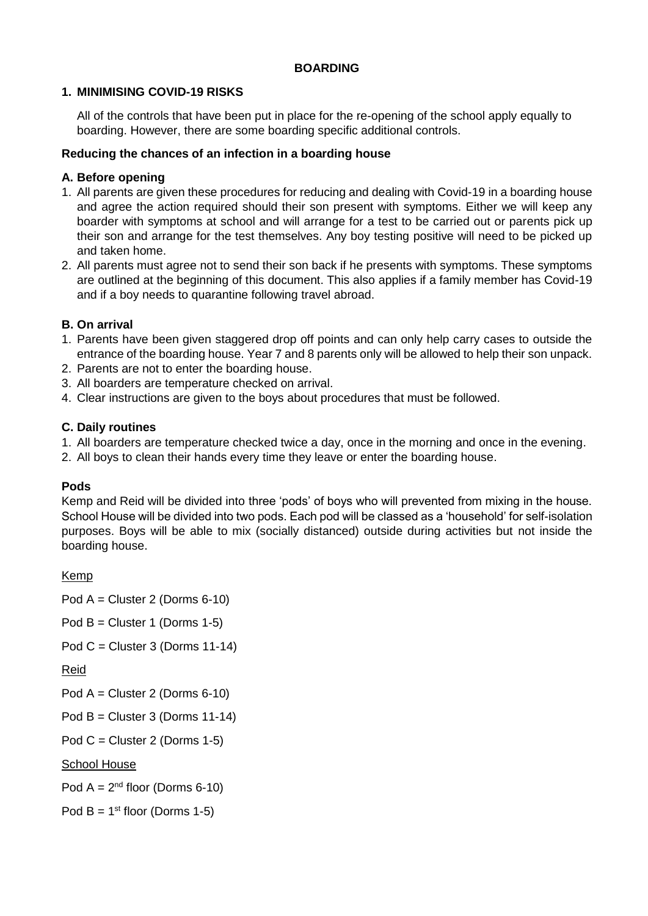**BOARDING**

## 1. MINIMISING COVID-19 RISKS

All of the controls that have been put in place for the re-opening of the school apply equally to boarding. However, there are some boarding specific additional controls.

### Reducing the chances of an infection in a boarding house

#### A. Before opening

1. All parents are given these procedures for reducing and dealing with Covid-19 in a boarding house and agree the action required should their son present with symptoms. Either we will keep any boarder with symptoms at school and will arrange for a test to be carried out or parents pick up their son and arrange for the test themselves. Any boy testing positive will need to be picked up and taken home.
2. All parents must agree not to send their son back if he presents with symptoms. These symptoms are outlined at the beginning of this document. This also applies if a family member has Covid-19 and if a boy needs to quarantine following travel abroad.

#### B. On arrival

1. Parents have been given staggered drop off points and can only help carry cases to outside the entrance of the boarding house. Year 7 and 8 parents only will be allowed to help their son unpack.
2. Parents are not to enter the boarding house.
3. All boarders are temperature checked on arrival.
4. Clear instructions are given to the boys about procedures that must be followed.

#### C. Daily routines

1. All boarders are temperature checked twice a day, once in the morning and once in the evening.
2. All boys to clean their hands every time they leave or enter the boarding house.

### Pods

Kemp and Reid will be divided into three 'pods' of boys who will prevented from mixing in the house. School House will be divided into two pods. Each pod will be classed as a 'household' for self-isolation purposes. Boys will be able to mix (socially distanced) outside during activities but not inside the boarding house.

Kemp

Pod A = Cluster 2 (Dorms 6-10)

Pod B = Cluster 1 (Dorms 1-5)

Pod C = Cluster 3 (Dorms 11-14)

Reid

Pod A = Cluster 2 (Dorms 6-10)

Pod B = Cluster 3 (Dorms 11-14)

Pod C = Cluster 2 (Dorms 1-5)

School House

Pod A = 2nd floor (Dorms 6-10)

Pod B = 1st floor (Dorms 1-5)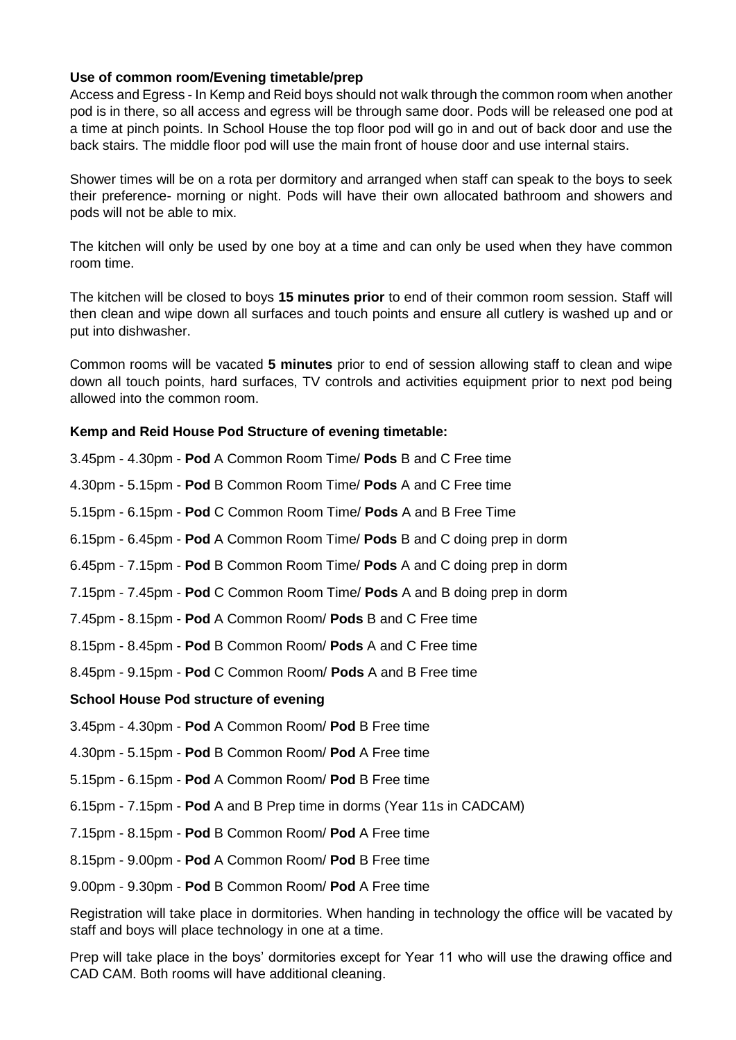**Use of common room/Evening timetable/prep**

Access and Egress - In Kemp and Reid boys should not walk through the common room when another pod is in there, so all access and egress will be through same door. Pods will be released one pod at a time at pinch points. In School House the top floor pod will go in and out of back door and use the back stairs. The middle floor pod will use the main front of house door and use internal stairs.

Shower times will be on a rota per dormitory and arranged when staff can speak to the boys to seek their preference- morning or night. Pods will have their own allocated bathroom and showers and pods will not be able to mix.

The kitchen will only be used by one boy at a time and can only be used when they have common room time.

The kitchen will be closed to boys **15 minutes prior** to end of their common room session. Staff will then clean and wipe down all surfaces and touch points and ensure all cutlery is washed up and or put into dishwasher.

Common rooms will be vacated **5 minutes** prior to end of session allowing staff to clean and wipe down all touch points, hard surfaces, TV controls and activities equipment prior to next pod being allowed into the common room.

**Kemp and Reid House Pod Structure of evening timetable:**

3.45pm - 4.30pm - **Pod** A Common Room Time/ **Pods** B and C Free time

4.30pm - 5.15pm - **Pod** B Common Room Time/ **Pods** A and C Free time

5.15pm - 6.15pm - **Pod** C Common Room Time/ **Pods** A and B Free Time

6.15pm - 6.45pm - **Pod** A Common Room Time/ **Pods** B and C doing prep in dorm

6.45pm - 7.15pm - **Pod** B Common Room Time/ **Pods** A and C doing prep in dorm

7.15pm - 7.45pm - **Pod** C Common Room Time/ **Pods** A and B doing prep in dorm

7.45pm - 8.15pm - **Pod** A Common Room/ **Pods** B and C Free time

8.15pm - 8.45pm - **Pod** B Common Room/ **Pods** A and C Free time

8.45pm - 9.15pm - **Pod** C Common Room/ **Pods** A and B Free time

**School House Pod structure of evening**

3.45pm - 4.30pm - **Pod** A Common Room/ **Pod** B Free time

4.30pm - 5.15pm - **Pod** B Common Room/ **Pod** A Free time

5.15pm - 6.15pm - **Pod** A Common Room/ **Pod** B Free time

6.15pm - 7.15pm - **Pod** A and B Prep time in dorms (Year 11s in CADCAM)

7.15pm - 8.15pm - **Pod** B Common Room/ **Pod** A Free time

8.15pm - 9.00pm - **Pod** A Common Room/ **Pod** B Free time

9.00pm - 9.30pm - **Pod** B Common Room/ **Pod** A Free time

Registration will take place in dormitories. When handing in technology the office will be vacated by staff and boys will place technology in one at a time.

Prep will take place in the boys' dormitories except for Year 11 who will use the drawing office and CAD CAM. Both rooms will have additional cleaning.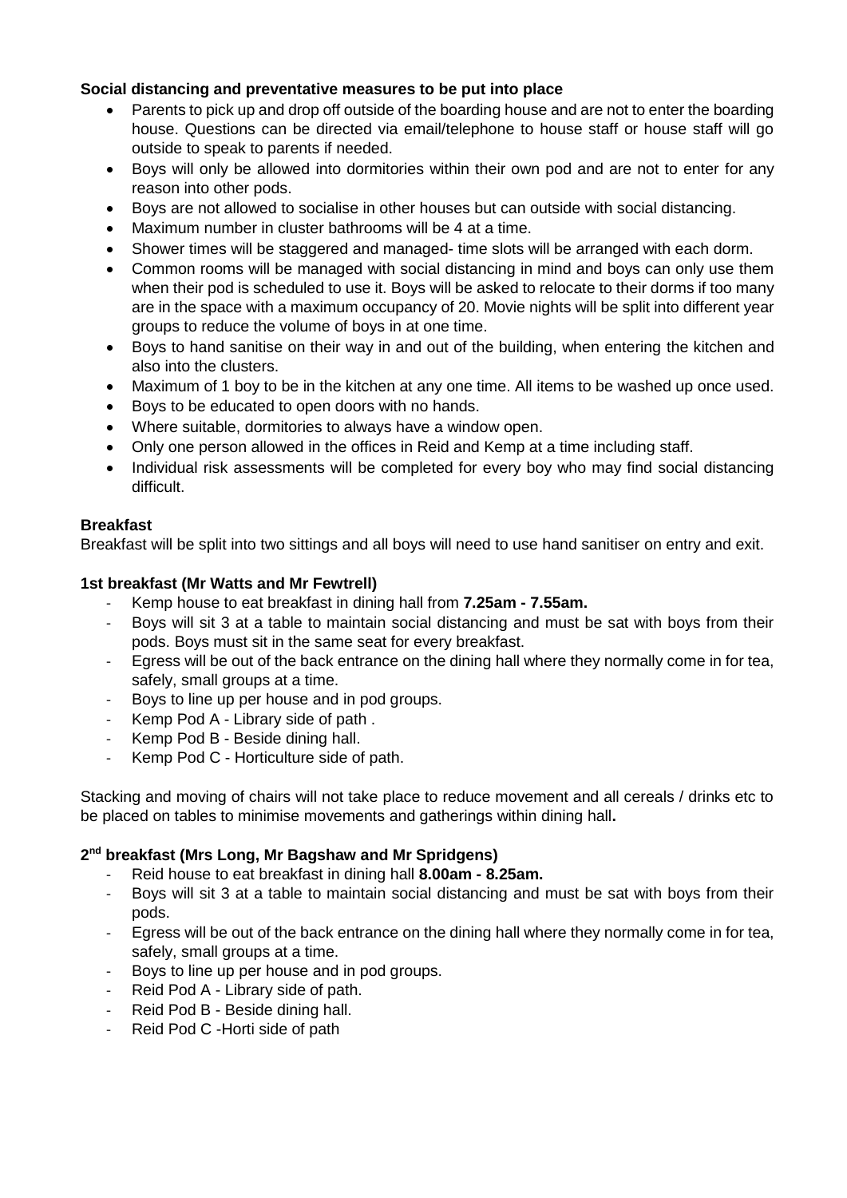**Social distancing and preventative measures to be put into place**

- Parents to pick up and drop off outside of the boarding house and are not to enter the boarding house. Questions can be directed via email/telephone to house staff or house staff will go outside to speak to parents if needed.
- Boys will only be allowed into dormitories within their own pod and are not to enter for any reason into other pods.
- Boys are not allowed to socialise in other houses but can outside with social distancing.
- Maximum number in cluster bathrooms will be 4 at a time.
- Shower times will be staggered and managed- time slots will be arranged with each dorm.
- Common rooms will be managed with social distancing in mind and boys can only use them when their pod is scheduled to use it. Boys will be asked to relocate to their dorms if too many are in the space with a maximum occupancy of 20. Movie nights will be split into different year groups to reduce the volume of boys in at one time.
- Boys to hand sanitise on their way in and out of the building, when entering the kitchen and also into the clusters.
- Maximum of 1 boy to be in the kitchen at any one time. All items to be washed up once used.
- Boys to be educated to open doors with no hands.
- Where suitable, dormitories to always have a window open.
- Only one person allowed in the offices in Reid and Kemp at a time including staff.
- Individual risk assessments will be completed for every boy who may find social distancing difficult.

**Breakfast**

Breakfast will be split into two sittings and all boys will need to use hand sanitiser on entry and exit.

**1st breakfast (Mr Watts and Mr Fewtrell)**

- Kemp house to eat breakfast in dining hall from **7.25am - 7.55am.**
- Boys will sit 3 at a table to maintain social distancing and must be sat with boys from their pods. Boys must sit in the same seat for every breakfast.
- Egress will be out of the back entrance on the dining hall where they normally come in for tea, safely, small groups at a time.
- Boys to line up per house and in pod groups.
- Kemp Pod A - Library side of path .
- Kemp Pod B - Beside dining hall.
- Kemp Pod C - Horticulture side of path.

Stacking and moving of chairs will not take place to reduce movement and all cereals / drinks etc to be placed on tables to minimise movements and gatherings within dining hall**.**

**2nd breakfast (Mrs Long, Mr Bagshaw and Mr Spridgens)**

- Reid house to eat breakfast in dining hall **8.00am - 8.25am.**
- Boys will sit 3 at a table to maintain social distancing and must be sat with boys from their pods.
- Egress will be out of the back entrance on the dining hall where they normally come in for tea, safely, small groups at a time.
- Boys to line up per house and in pod groups.
- Reid Pod A - Library side of path.
- Reid Pod B - Beside dining hall.
- Reid Pod C -Horti side of path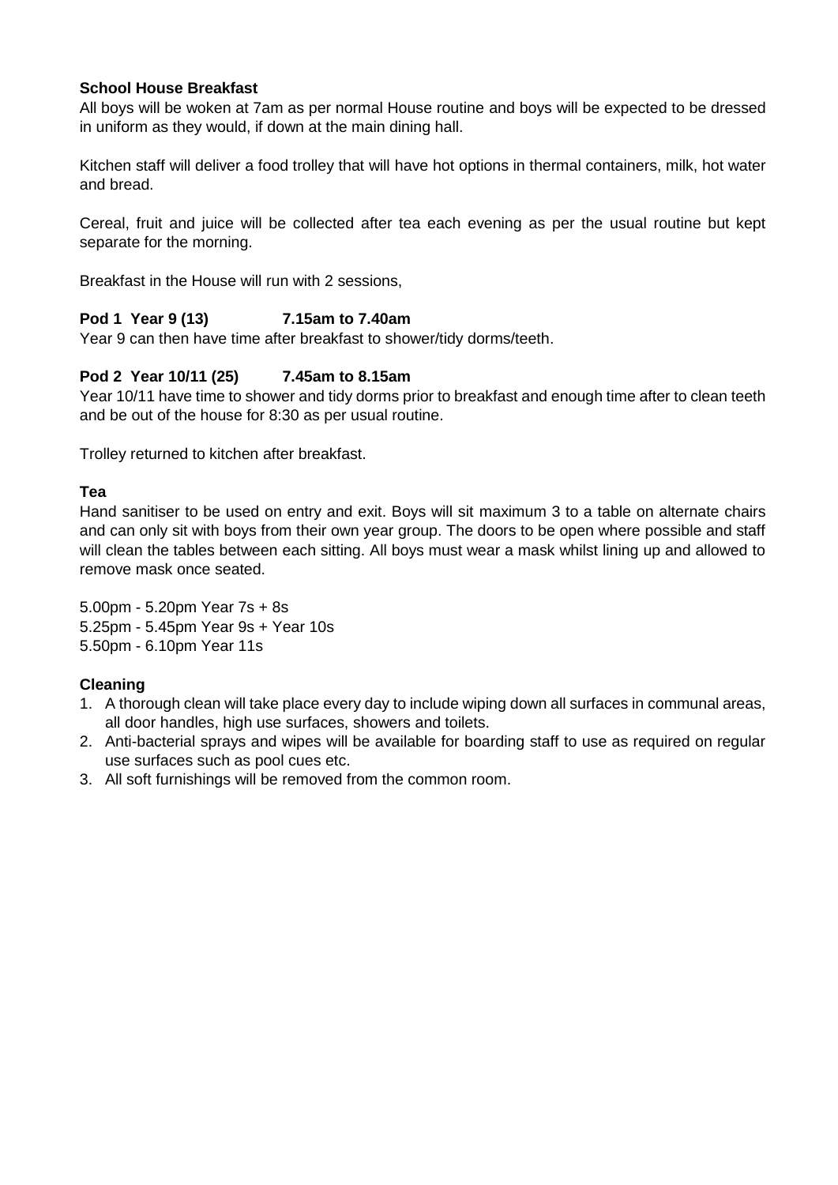**School House Breakfast**

All boys will be woken at 7am as per normal House routine and boys will be expected to be dressed in uniform as they would, if down at the main dining hall.

Kitchen staff will deliver a food trolley that will have hot options in thermal containers, milk, hot water and bread.

Cereal, fruit and juice will be collected after tea each evening as per the usual routine but kept separate for the morning.

Breakfast in the House will run with 2 sessions,

**Pod 1 Year 9 (13) 7.15am to 7.40am**

Year 9 can then have time after breakfast to shower/tidy dorms/teeth.

**Pod 2 Year 10/11 (25) 7.45am to 8.15am**

Year 10/11 have time to shower and tidy dorms prior to breakfast and enough time after to clean teeth and be out of the house for 8:30 as per usual routine.

Trolley returned to kitchen after breakfast.

**Tea**

Hand sanitiser to be used on entry and exit. Boys will sit maximum 3 to a table on alternate chairs and can only sit with boys from their own year group. The doors to be open where possible and staff will clean the tables between each sitting. All boys must wear a mask whilst lining up and allowed to remove mask once seated.

5.00pm - 5.20pm Year 7s + 8s
5.25pm - 5.45pm Year 9s + Year 10s
5.50pm - 6.10pm Year 11s

**Cleaning**

1. A thorough clean will take place every day to include wiping down all surfaces in communal areas, all door handles, high use surfaces, showers and toilets.
2. Anti-bacterial sprays and wipes will be available for boarding staff to use as required on regular use surfaces such as pool cues etc.
3. All soft furnishings will be removed from the common room.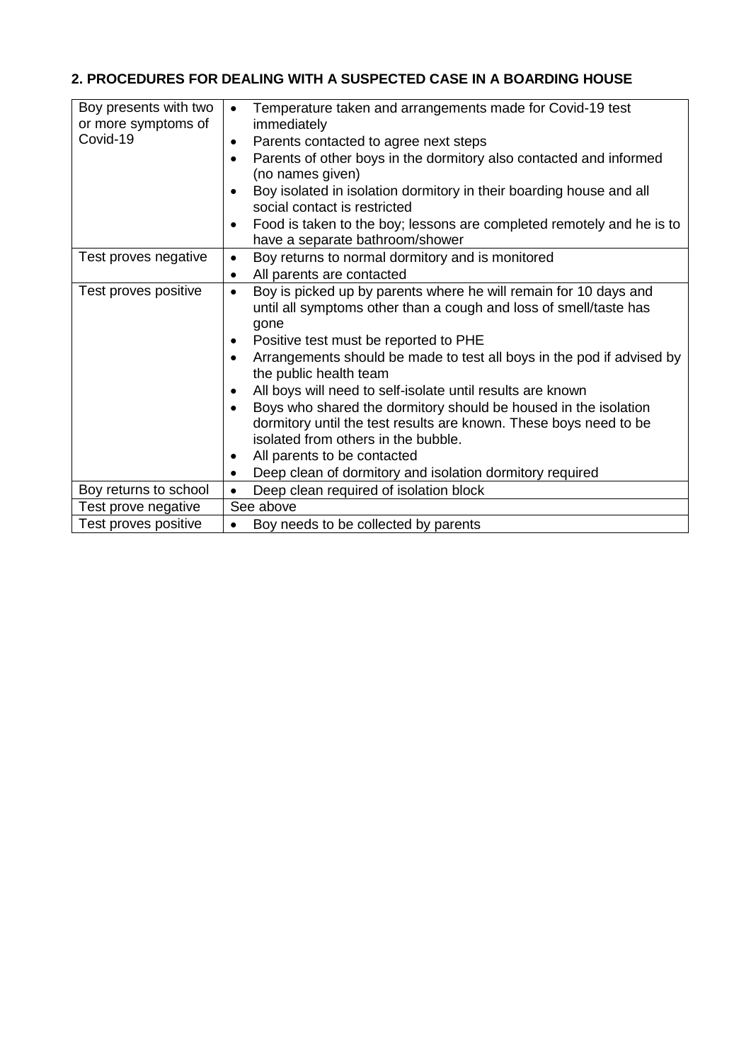## 2. PROCEDURES FOR DEALING WITH A SUSPECTED CASE IN A BOARDING HOUSE

| | |
|---|---|
| Boy presents with two or more symptoms of Covid-19 | • Temperature taken and arrangements made for Covid-19 test immediately<br>• Parents contacted to agree next steps<br>• Parents of other boys in the dormitory also contacted and informed (no names given)<br>• Boy isolated in isolation dormitory in their boarding house and all social contact is restricted<br>• Food is taken to the boy; lessons are completed remotely and he is to have a separate bathroom/shower |
| Test proves negative | • Boy returns to normal dormitory and is monitored<br>• All parents are contacted |
| Test proves positive | • Boy is picked up by parents where he will remain for 10 days and until all symptoms other than a cough and loss of smell/taste has gone<br>• Positive test must be reported to PHE<br>• Arrangements should be made to test all boys in the pod if advised by the public health team<br>• All boys will need to self-isolate until results are known<br>• Boys who shared the dormitory should be housed in the isolation dormitory until the test results are known. These boys need to be isolated from others in the bubble.<br>• All parents to be contacted<br>• Deep clean of dormitory and isolation dormitory required |
| Boy returns to school | • Deep clean required of isolation block |
| Test prove negative | See above |
| Test proves positive | • Boy needs to be collected by parents |